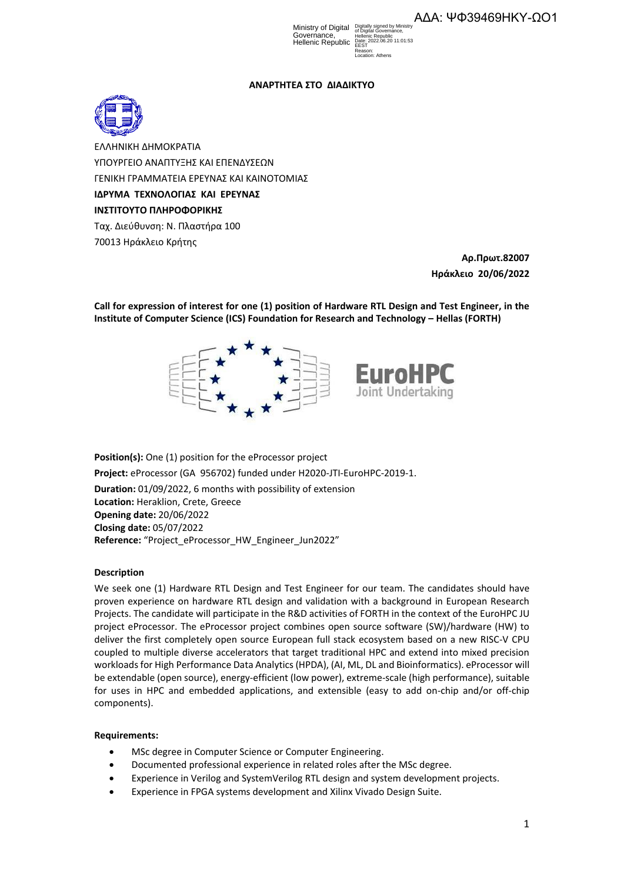ΑΔΑ: ΨΦ39469ΗΚΥ-ΩΟ1

Ministry of Digital Governance, Hellenic Republic
Digitally signed by Ministry of Digital Governance, Hellenic Republic
Date: 2022.06.20 11:01:53 EEST
Reason:
Location: Athens

**ΑΝΑΡΤΗΤΕΑ ΣΤΟ ΔΙΑΔΙΚΤΥΟ**

ΕΛΛΗΝΙΚΗ ΔΗΜΟΚΡΑΤΙΑ
ΥΠΟΥΡΓΕΙΟ ΑΝΑΠΤΥΞΗΣ ΚΑΙ ΕΠΕΝΔΥΣΕΩΝ
ΓΕΝΙΚΗ ΓΡΑΜΜΑΤΕΙΑ ΕΡΕΥΝΑΣ ΚΑΙ ΚΑΙΝΟΤΟΜΙΑΣ
**ΙΔΡΥΜΑ ΤΕΧΝΟΛΟΓΙΑΣ ΚΑΙ ΕΡΕΥΝΑΣ**
**ΙΝΣΤΙΤΟΥΤΟ ΠΛΗΡΟΦΟΡΙΚΗΣ**
Ταχ. Διεύθυνση: Ν. Πλαστήρα 100
70013 Ηράκλειο Κρήτης

**Αρ.Πρωτ.82007**
**Ηράκλειο 20/06/2022**

**Call for expression of interest for one (1) position of Hardware RTL Design and Test Engineer, in the Institute of Computer Science (ICS) Foundation for Research and Technology – Hellas (FORTH)**

EuroHPC Joint Undertaking

**Position(s):** One (1) position for the eProcessor project
**Project:** eProcessor (GA 956702) funded under H2020-JTI-EuroHPC-2019-1.
**Duration:** 01/09/2022, 6 months with possibility of extension
**Location:** Heraklion, Crete, Greece
**Opening date:** 20/06/2022
**Closing date:** 05/07/2022
**Reference:** "Project_eProcessor_HW_Engineer_Jun2022"

**Description**

We seek one (1) Hardware RTL Design and Test Engineer for our team. The candidates should have proven experience on hardware RTL design and validation with a background in European Research Projects. The candidate will participate in the R&D activities of FORTH in the context of the EuroHPC JU project eProcessor. The eProcessor project combines open source software (SW)/hardware (HW) to deliver the first completely open source European full stack ecosystem based on a new RISC-V CPU coupled to multiple diverse accelerators that target traditional HPC and extend into mixed precision workloads for High Performance Data Analytics (HPDA), (AI, ML, DL and Bioinformatics). eProcessor will be extendable (open source), energy-efficient (low power), extreme-scale (high performance), suitable for uses in HPC and embedded applications, and extensible (easy to add on-chip and/or off-chip components).

**Requirements:**

- MSc degree in Computer Science or Computer Engineering.
- Documented professional experience in related roles after the MSc degree.
- Experience in Verilog and SystemVerilog RTL design and system development projects.
- Experience in FPGA systems development and Xilinx Vivado Design Suite.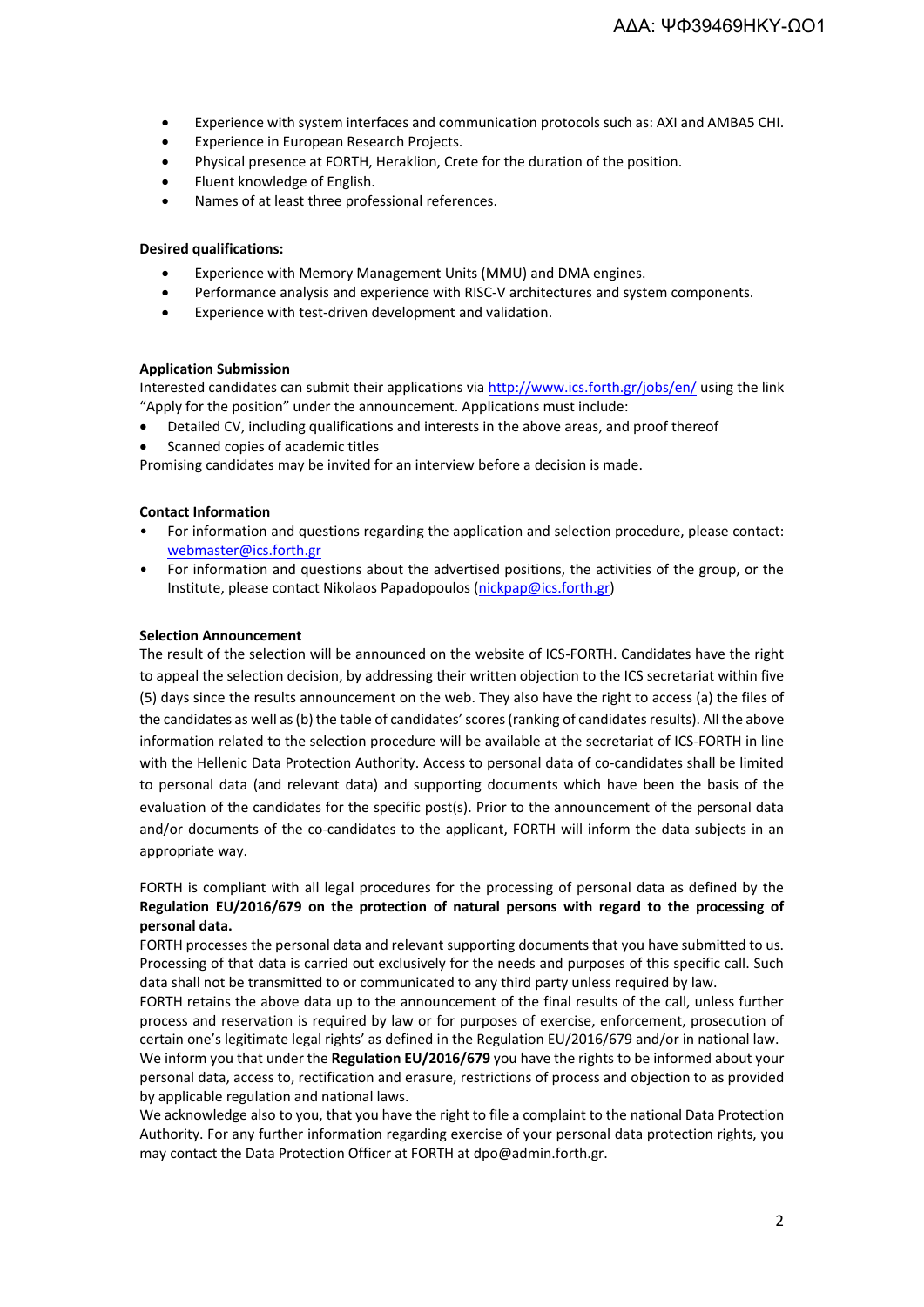- Experience with system interfaces and communication protocols such as: AXI and AMBA5 CHI.
- Experience in European Research Projects.
- Physical presence at FORTH, Heraklion, Crete for the duration of the position.
- Fluent knowledge of English.
- Names of at least three professional references.

**Desired qualifications:**

- Experience with Memory Management Units (MMU) and DMA engines.
- Performance analysis and experience with RISC-V architectures and system components.
- Experience with test-driven development and validation.

**Application Submission**

Interested candidates can submit their applications via http://www.ics.forth.gr/jobs/en/ using the link "Apply for the position" under the announcement. Applications must include:

- Detailed CV, including qualifications and interests in the above areas, and proof thereof
- Scanned copies of academic titles

Promising candidates may be invited for an interview before a decision is made.

**Contact Information**

- For information and questions regarding the application and selection procedure, please contact: webmaster@ics.forth.gr
- For information and questions about the advertised positions, the activities of the group, or the Institute, please contact Nikolaos Papadopoulos (nickpap@ics.forth.gr)

**Selection Announcement**

The result of the selection will be announced on the website of ICS-FORTH. Candidates have the right to appeal the selection decision, by addressing their written objection to the ICS secretariat within five (5) days since the results announcement on the web. They also have the right to access (a) the files of the candidates as well as (b) the table of candidates' scores (ranking of candidates results). All the above information related to the selection procedure will be available at the secretariat of ICS-FORTH in line with the Hellenic Data Protection Authority. Access to personal data of co-candidates shall be limited to personal data (and relevant data) and supporting documents which have been the basis of the evaluation of the candidates for the specific post(s). Prior to the announcement of the personal data and/or documents of the co-candidates to the applicant, FORTH will inform the data subjects in an appropriate way.

FORTH is compliant with all legal procedures for the processing of personal data as defined by the **Regulation EU/2016/679 on the protection of natural persons with regard to the processing of personal data.**

FORTH processes the personal data and relevant supporting documents that you have submitted to us. Processing of that data is carried out exclusively for the needs and purposes of this specific call. Such data shall not be transmitted to or communicated to any third party unless required by law.

FORTH retains the above data up to the announcement of the final results of the call, unless further process and reservation is required by law or for purposes of exercise, enforcement, prosecution of certain one's legitimate legal rights' as defined in the Regulation EU/2016/679 and/or in national law.

We inform you that under the **Regulation EU/2016/679** you have the rights to be informed about your personal data, access to, rectification and erasure, restrictions of process and objection to as provided by applicable regulation and national laws.

We acknowledge also to you, that you have the right to file a complaint to the national Data Protection Authority. For any further information regarding exercise of your personal data protection rights, you may contact the Data Protection Officer at FORTH at dpo@admin.forth.gr.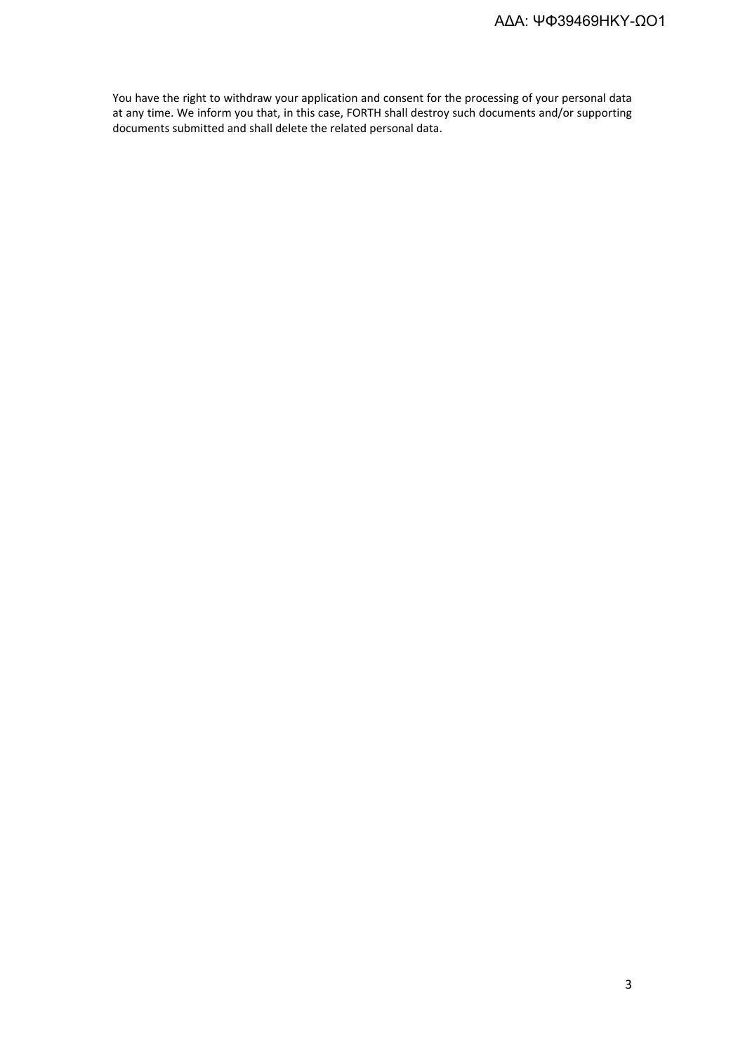You have the right to withdraw your application and consent for the processing of your personal data at any time. We inform you that, in this case, FORTH shall destroy such documents and/or supporting documents submitted and shall delete the related personal data.